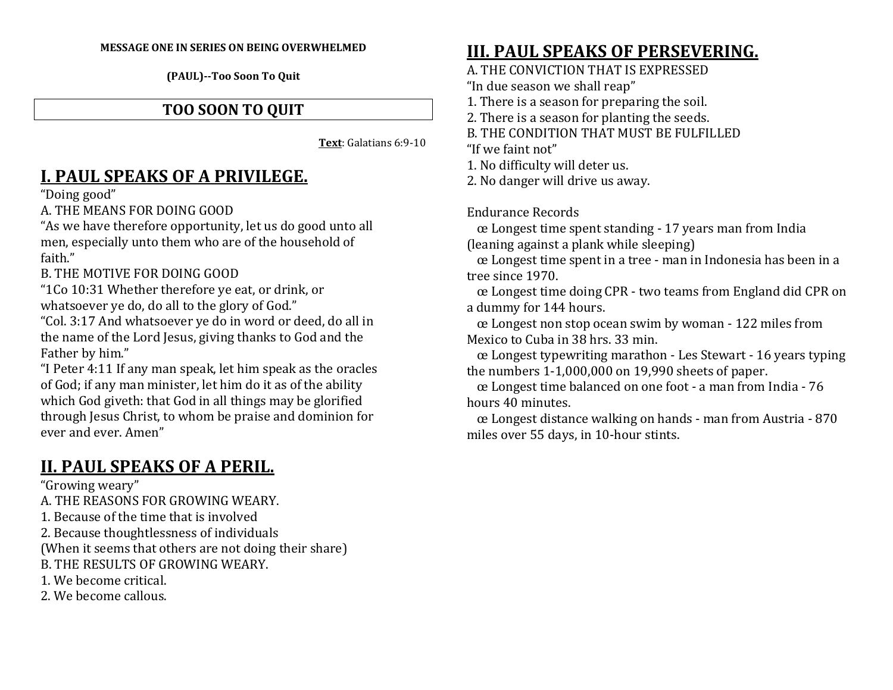**MESSAGE ONE IN SERIES ON BEING OVERWHELMED**

**(PAUL)--Too Soon To Quit**

# TOO SOON TO QUIT

**Text**: Galatians 6:9-10

## I. PAUL SPEAKS OF A PRIVILEGE.

“Doing good”

A. THE MEANS FOR DOING GOOD

“As we have therefore opportunity, let us do good unto all men, especially unto them who are of the household of faith.”

B. THE MOTIVE FOR DOING GOOD

“1Co 10:31 Whether therefore ye eat, or drink, or whatsoever ye do, do all to the glory of God.”

“Col. 3:17 And whatsoever ye do in word or deed, do all in the name of the Lord Jesus, giving thanks to God and the Father by him.”

“I Peter 4:11 If any man speak, let him speak as the oracles of God; if any man minister, let him do it as of the ability which God giveth: that God in all things may be glorified through Jesus Christ, to whom be praise and dominion for ever and ever. Amen”

## II. PAUL SPEAKS OF A PERIL.

“Growing weary”

A. THE REASONS FOR GROWING WEARY.

1. Because of the time that is involved
2. Because thoughtlessness of individuals

(When it seems that others are not doing their share)

B. THE RESULTS OF GROWING WEARY.

1. We become critical.
2. We become callous.

## III. PAUL SPEAKS OF PERSEVERING.

A. THE CONVICTION THAT IS EXPRESSED

“In due season we shall reap”

1. There is a season for preparing the soil.
2. There is a season for planting the seeds.

B. THE CONDITION THAT MUST BE FULFILLED

“If we faint not”

1. No difficulty will deter us.
2. No danger will drive us away.

Endurance Records

œ Longest time spent standing - 17 years man from India (leaning against a plank while sleeping)

œ Longest time spent in a tree - man in Indonesia has been in a tree since 1970.

œ Longest time doing CPR - two teams from England did CPR on a dummy for 144 hours.

œ Longest non stop ocean swim by woman - 122 miles from Mexico to Cuba in 38 hrs. 33 min.

œ Longest typewriting marathon - Les Stewart - 16 years typing the numbers 1-1,000,000 on 19,990 sheets of paper.

œ Longest time balanced on one foot - a man from India - 76 hours 40 minutes.

œ Longest distance walking on hands - man from Austria - 870 miles over 55 days, in 10-hour stints.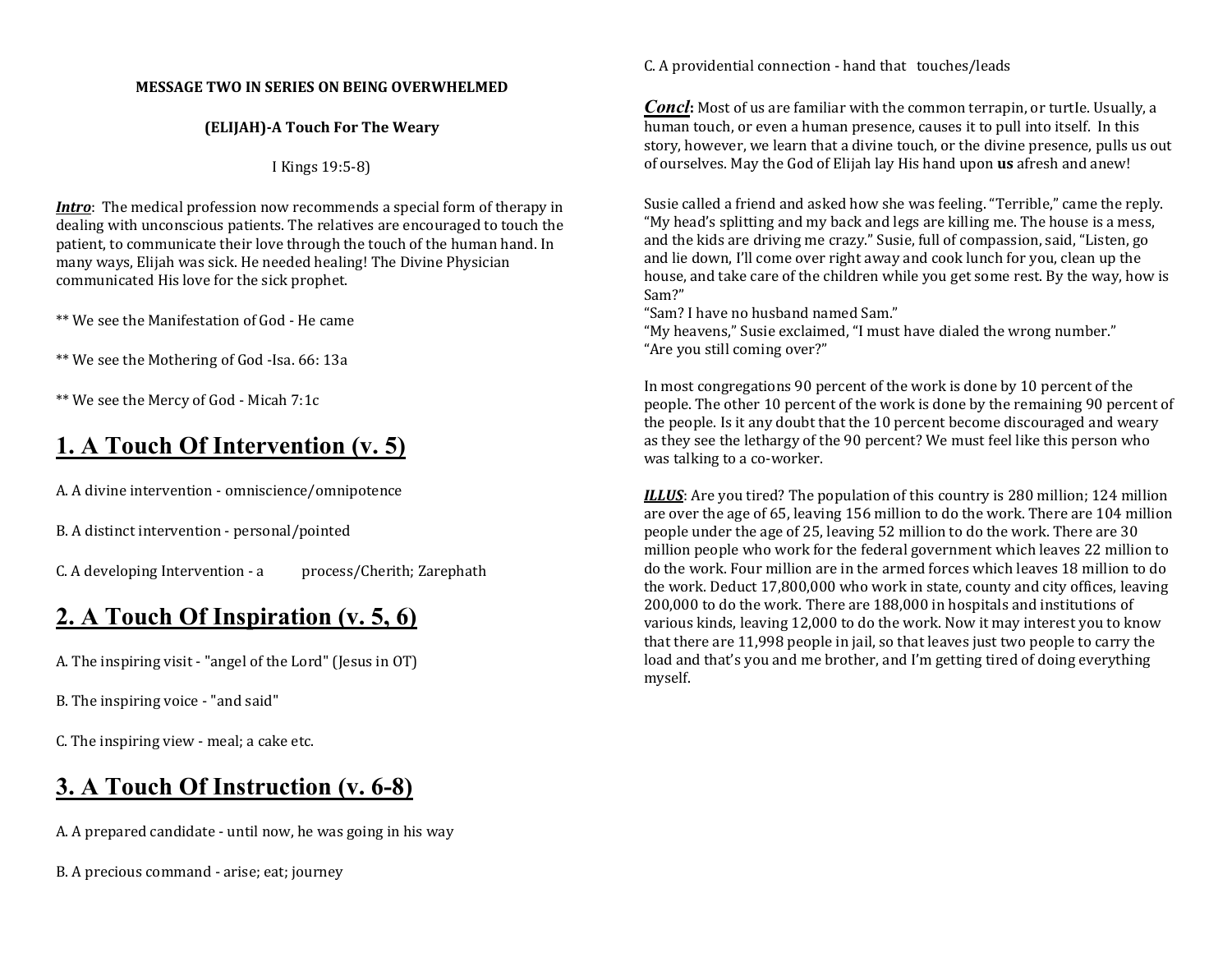**MESSAGE TWO IN SERIES ON BEING OVERWHELMED**

**(ELIJAH)-A Touch For The Weary**

I Kings 19:5-8)

***Intro***: The medical profession now recommends a special form of therapy in dealing with unconscious patients. The relatives are encouraged to touch the patient, to communicate their love through the touch of the human hand. In many ways, Elijah was sick. He needed healing! The Divine Physician communicated His love for the sick prophet.

** We see the Manifestation of God - He came

** We see the Mothering of God -Isa. 66: 13a

** We see the Mercy of God - Micah 7:1c

## 1. A Touch Of Intervention (v. 5)

A. A divine intervention - omniscience/omnipotence

B. A distinct intervention - personal/pointed

C. A developing Intervention - a process/Cherith; Zarephath

## 2. A Touch Of Inspiration (v. 5, 6)

A. The inspiring visit - "angel of the Lord" (Jesus in OT)

B. The inspiring voice - "and said"

C. The inspiring view - meal; a cake etc.

## 3. A Touch Of Instruction (v. 6-8)

A. A prepared candidate - until now, he was going in his way

B. A precious command - arise; eat; journey

C. A providential connection - hand that touches/leads

***Concl*:** Most of us are familiar with the common terrapin, or turtle. Usually, a human touch, or even a human presence, causes it to pull into itself. In this story, however, we learn that a divine touch, or the divine presence, pulls us out of ourselves. May the God of Elijah lay His hand upon **us** afresh and anew!

Susie called a friend and asked how she was feeling. "Terrible," came the reply. "My head's splitting and my back and legs are killing me. The house is a mess, and the kids are driving me crazy." Susie, full of compassion, said, "Listen, go and lie down, I'll come over right away and cook lunch for you, clean up the house, and take care of the children while you get some rest. By the way, how is Sam?"
"Sam? I have no husband named Sam."
"My heavens," Susie exclaimed, "I must have dialed the wrong number."
"Are you still coming over?"

In most congregations 90 percent of the work is done by 10 percent of the people. The other 10 percent of the work is done by the remaining 90 percent of the people. Is it any doubt that the 10 percent become discouraged and weary as they see the lethargy of the 90 percent? We must feel like this person who was talking to a co-worker.

***ILLUS***: Are you tired? The population of this country is 280 million; 124 million are over the age of 65, leaving 156 million to do the work. There are 104 million people under the age of 25, leaving 52 million to do the work. There are 30 million people who work for the federal government which leaves 22 million to do the work. Four million are in the armed forces which leaves 18 million to do the work. Deduct 17,800,000 who work in state, county and city offices, leaving 200,000 to do the work. There are 188,000 in hospitals and institutions of various kinds, leaving 12,000 to do the work. Now it may interest you to know that there are 11,998 people in jail, so that leaves just two people to carry the load and that's you and me brother, and I'm getting tired of doing everything myself.